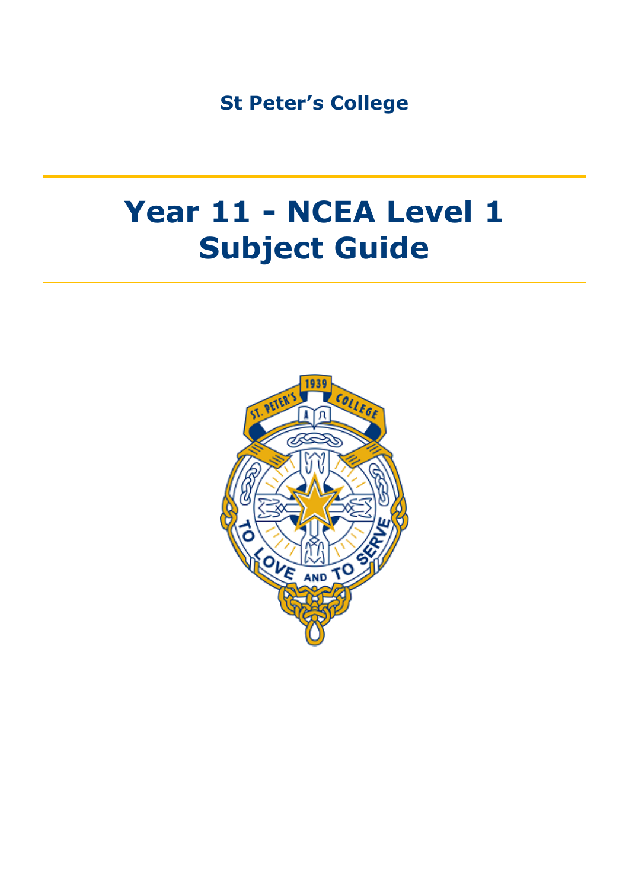St Peter's College

# Year 11 - NCEA Level 1 Subject Guide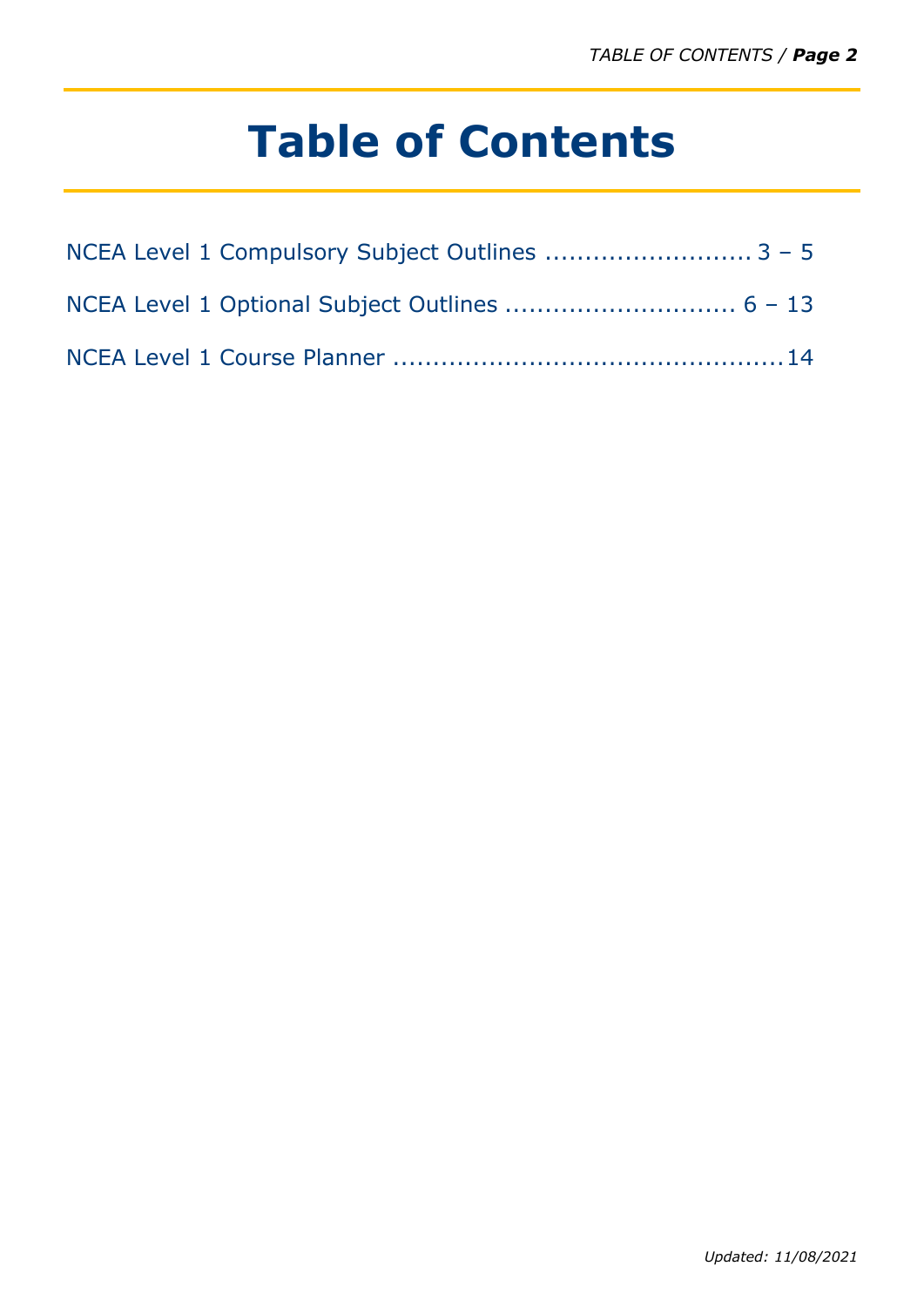# Table of Contents

NCEA Level 1 Compulsory Subject Outlines .......................... 3 – 5

NCEA Level 1 Optional Subject Outlines ............................. 6 – 13

NCEA Level 1 Course Planner .................................................14

*Updated: 11/08/2021*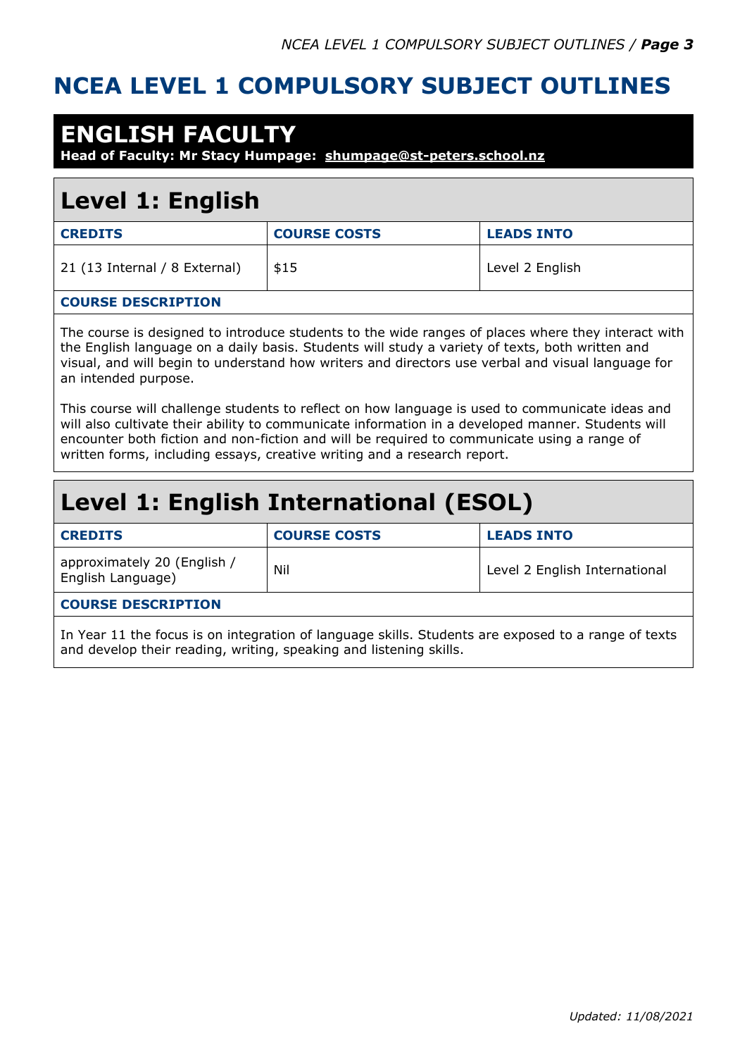# NCEA LEVEL 1 COMPULSORY SUBJECT OUTLINES

## ENGLISH FACULTY

**Head of Faculty: Mr Stacy Humpage: shumpage@st-peters.school.nz**

### Level 1: English

| CREDITS | COURSE COSTS | LEADS INTO |
|---|---|---|
| 21 (13 Internal / 8 External) | $15 | Level 2 English |

**COURSE DESCRIPTION**

The course is designed to introduce students to the wide ranges of places where they interact with the English language on a daily basis. Students will study a variety of texts, both written and visual, and will begin to understand how writers and directors use verbal and visual language for an intended purpose.

This course will challenge students to reflect on how language is used to communicate ideas and will also cultivate their ability to communicate information in a developed manner. Students will encounter both fiction and non-fiction and will be required to communicate using a range of written forms, including essays, creative writing and a research report.

### Level 1: English International (ESOL)

| CREDITS | COURSE COSTS | LEADS INTO |
|---|---|---|
| approximately 20 (English / English Language) | Nil | Level 2 English International |

**COURSE DESCRIPTION**

In Year 11 the focus is on integration of language skills. Students are exposed to a range of texts and develop their reading, writing, speaking and listening skills.

*Updated: 11/08/2021*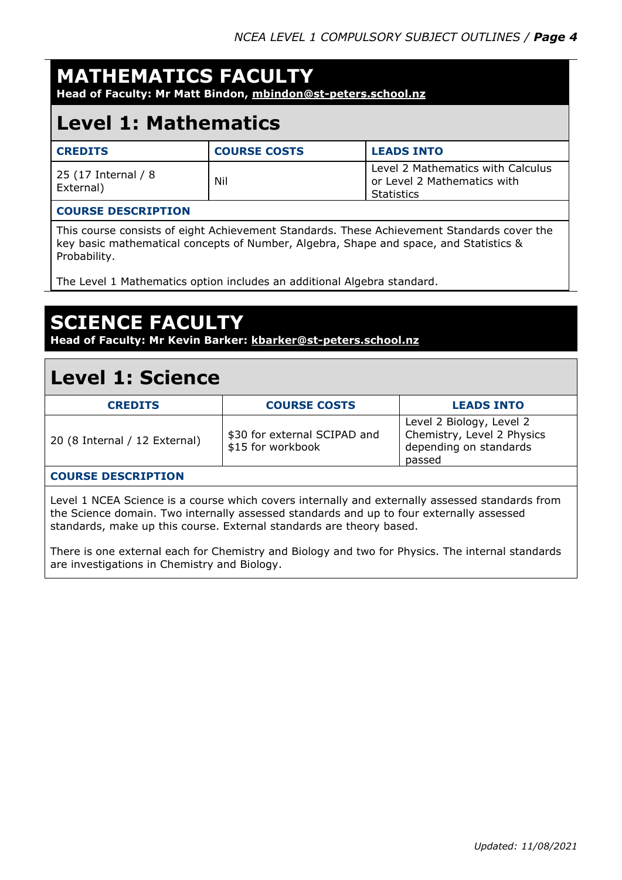# MATHEMATICS FACULTY

**Head of Faculty: Mr Matt Bindon, mbindon@st-peters.school.nz**

## Level 1: Mathematics

| CREDITS | COURSE COSTS | LEADS INTO |
|---|---|---|
| 25 (17 Internal / 8 External) | Nil | Level 2 Mathematics with Calculus or Level 2 Mathematics with Statistics |

**COURSE DESCRIPTION**

This course consists of eight Achievement Standards. These Achievement Standards cover the key basic mathematical concepts of Number, Algebra, Shape and space, and Statistics & Probability.

The Level 1 Mathematics option includes an additional Algebra standard.

# SCIENCE FACULTY

**Head of Faculty: Mr Kevin Barker: kbarker@st-peters.school.nz**

## Level 1: Science

| CREDITS | COURSE COSTS | LEADS INTO |
|---|---|---|
| 20 (8 Internal / 12 External) | $30 for external SCIPAD and $15 for workbook | Level 2 Biology, Level 2 Chemistry, Level 2 Physics depending on standards passed |

**COURSE DESCRIPTION**

Level 1 NCEA Science is a course which covers internally and externally assessed standards from the Science domain. Two internally assessed standards and up to four externally assessed standards, make up this course. External standards are theory based.

There is one external each for Chemistry and Biology and two for Physics. The internal standards are investigations in Chemistry and Biology.

*Updated: 11/08/2021*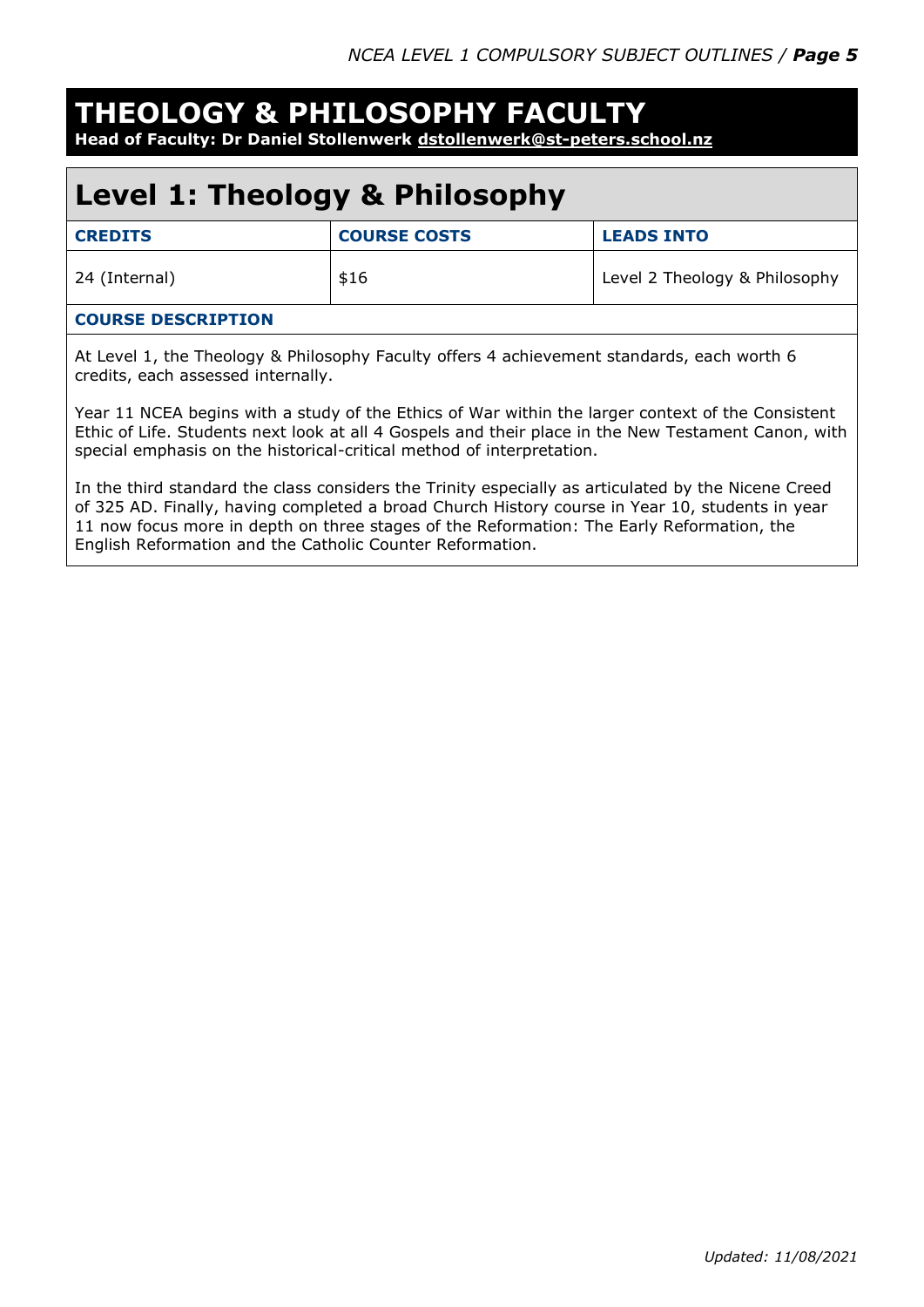# THEOLOGY & PHILOSOPHY FACULTY

**Head of Faculty: Dr Daniel Stollenwerk dstollenwerk@st-peters.school.nz**

## Level 1: Theology & Philosophy

| CREDITS | COURSE COSTS | LEADS INTO |
| --- | --- | --- |
| 24 (Internal) | $16 | Level 2 Theology & Philosophy |

### COURSE DESCRIPTION

At Level 1, the Theology & Philosophy Faculty offers 4 achievement standards, each worth 6 credits, each assessed internally.

Year 11 NCEA begins with a study of the Ethics of War within the larger context of the Consistent Ethic of Life. Students next look at all 4 Gospels and their place in the New Testament Canon, with special emphasis on the historical-critical method of interpretation.

In the third standard the class considers the Trinity especially as articulated by the Nicene Creed of 325 AD. Finally, having completed a broad Church History course in Year 10, students in year 11 now focus more in depth on three stages of the Reformation: The Early Reformation, the English Reformation and the Catholic Counter Reformation.

*Updated: 11/08/2021*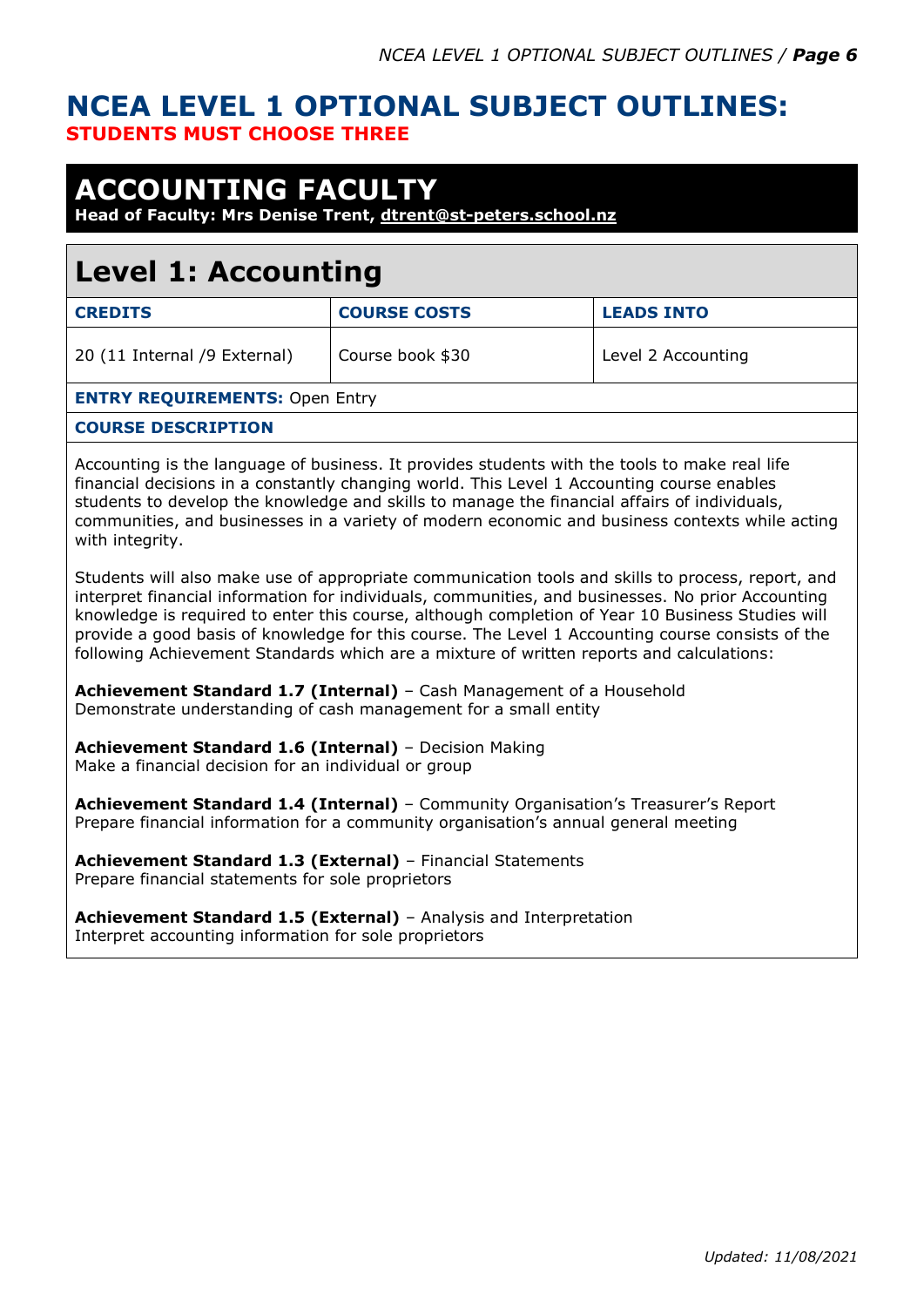# NCEA LEVEL 1 OPTIONAL SUBJECT OUTLINES:

**STUDENTS MUST CHOOSE THREE**

## ACCOUNTING FACULTY

**Head of Faculty: Mrs Denise Trent, dtrent@st-peters.school.nz**

## Level 1: Accounting

| CREDITS | COURSE COSTS | LEADS INTO |
|---|---|---|
| 20 (11 Internal /9 External) | Course book $30 | Level 2 Accounting |

**ENTRY REQUIREMENTS:** Open Entry

**COURSE DESCRIPTION**

Accounting is the language of business. It provides students with the tools to make real life financial decisions in a constantly changing world. This Level 1 Accounting course enables students to develop the knowledge and skills to manage the financial affairs of individuals, communities, and businesses in a variety of modern economic and business contexts while acting with integrity.

Students will also make use of appropriate communication tools and skills to process, report, and interpret financial information for individuals, communities, and businesses. No prior Accounting knowledge is required to enter this course, although completion of Year 10 Business Studies will provide a good basis of knowledge for this course. The Level 1 Accounting course consists of the following Achievement Standards which are a mixture of written reports and calculations:

**Achievement Standard 1.7 (Internal)** – Cash Management of a Household
Demonstrate understanding of cash management for a small entity

**Achievement Standard 1.6 (Internal)** – Decision Making
Make a financial decision for an individual or group

**Achievement Standard 1.4 (Internal)** – Community Organisation's Treasurer's Report
Prepare financial information for a community organisation's annual general meeting

**Achievement Standard 1.3 (External)** – Financial Statements
Prepare financial statements for sole proprietors

**Achievement Standard 1.5 (External)** – Analysis and Interpretation
Interpret accounting information for sole proprietors

*Updated: 11/08/2021*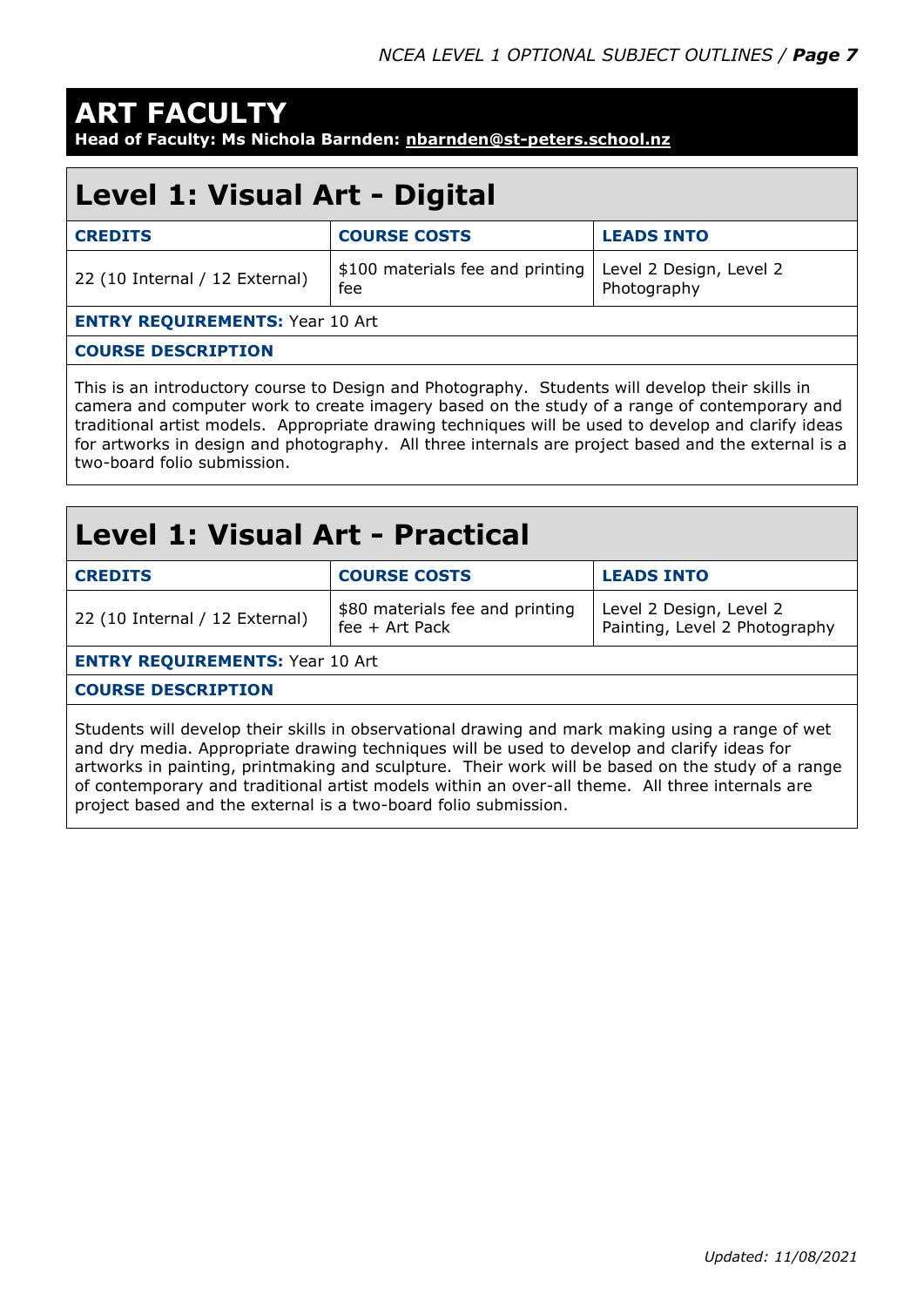# ART FACULTY

**Head of Faculty: Ms Nichola Barnden: nbarnden@st-peters.school.nz**

## Level 1: Visual Art - Digital

| CREDITS | COURSE COSTS | LEADS INTO |
|---|---|---|
| 22 (10 Internal / 12 External) | $100 materials fee and printing fee | Level 2 Design, Level 2 Photography |

**ENTRY REQUIREMENTS:** Year 10 Art

**COURSE DESCRIPTION**

This is an introductory course to Design and Photography. Students will develop their skills in camera and computer work to create imagery based on the study of a range of contemporary and traditional artist models. Appropriate drawing techniques will be used to develop and clarify ideas for artworks in design and photography. All three internals are project based and the external is a two-board folio submission.

## Level 1: Visual Art - Practical

| CREDITS | COURSE COSTS | LEADS INTO |
|---|---|---|
| 22 (10 Internal / 12 External) | $80 materials fee and printing fee + Art Pack | Level 2 Design, Level 2 Painting, Level 2 Photography |

**ENTRY REQUIREMENTS:** Year 10 Art

**COURSE DESCRIPTION**

Students will develop their skills in observational drawing and mark making using a range of wet and dry media. Appropriate drawing techniques will be used to develop and clarify ideas for artworks in painting, printmaking and sculpture. Their work will be based on the study of a range of contemporary and traditional artist models within an over-all theme. All three internals are project based and the external is a two-board folio submission.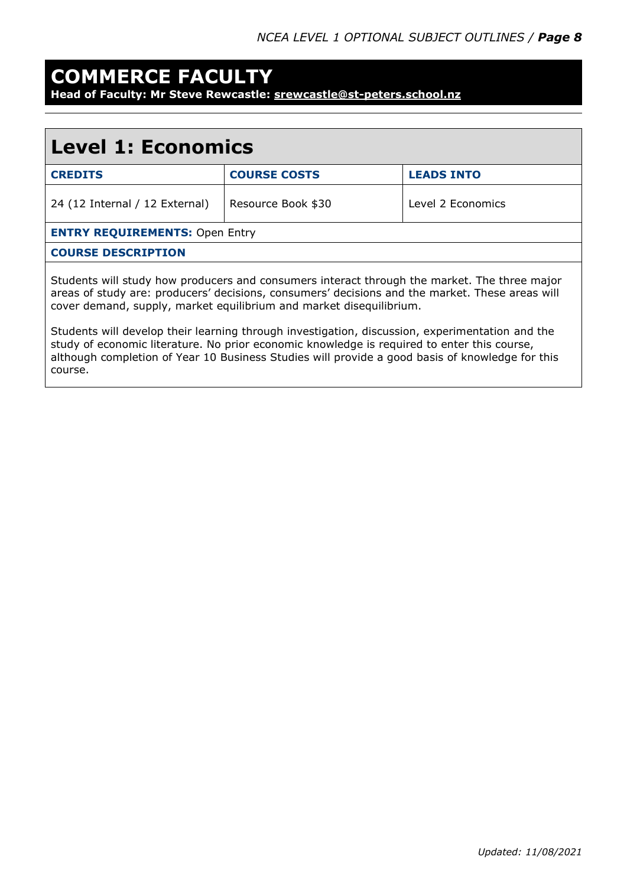# COMMERCE FACULTY

**Head of Faculty: Mr Steve Rewcastle: srewcastle@st-peters.school.nz**

## Level 1: Economics

| CREDITS | COURSE COSTS | LEADS INTO |
|---|---|---|
| 24 (12 Internal / 12 External) | Resource Book $30 | Level 2 Economics |

**ENTRY REQUIREMENTS:** Open Entry

**COURSE DESCRIPTION**

Students will study how producers and consumers interact through the market. The three major areas of study are: producers' decisions, consumers' decisions and the market. These areas will cover demand, supply, market equilibrium and market disequilibrium.

Students will develop their learning through investigation, discussion, experimentation and the study of economic literature. No prior economic knowledge is required to enter this course, although completion of Year 10 Business Studies will provide a good basis of knowledge for this course.

*Updated: 11/08/2021*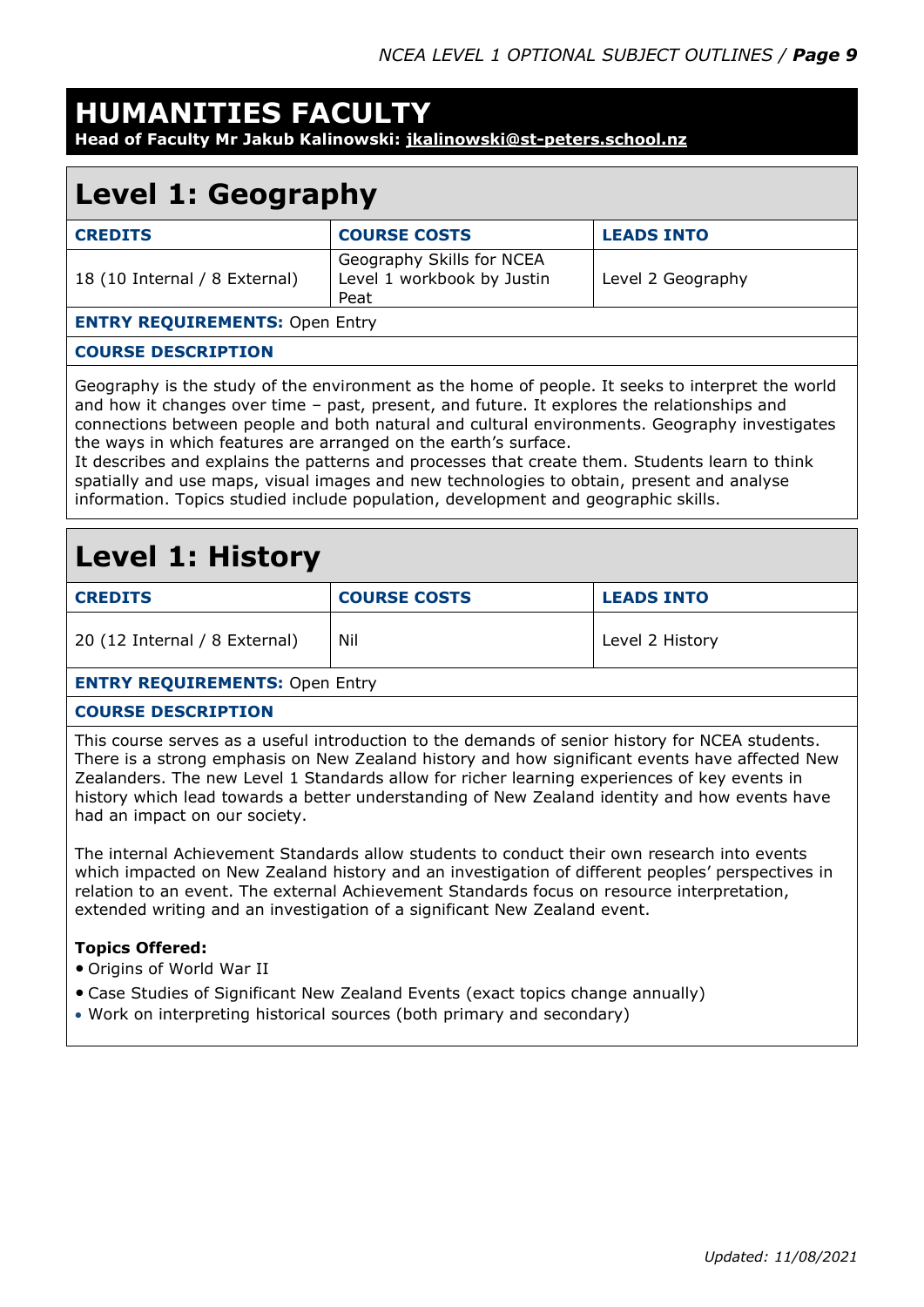# HUMANITIES FACULTY

**Head of Faculty Mr Jakub Kalinowski: jkalinowski@st-peters.school.nz**

## Level 1: Geography

| CREDITS | COURSE COSTS | LEADS INTO |
|---|---|---|
| 18 (10 Internal / 8 External) | Geography Skills for NCEA Level 1 workbook by Justin Peat | Level 2 Geography |

**ENTRY REQUIREMENTS:** Open Entry

**COURSE DESCRIPTION**

Geography is the study of the environment as the home of people. It seeks to interpret the world and how it changes over time – past, present, and future. It explores the relationships and connections between people and both natural and cultural environments. Geography investigates the ways in which features are arranged on the earth's surface.
It describes and explains the patterns and processes that create them. Students learn to think spatially and use maps, visual images and new technologies to obtain, present and analyse information. Topics studied include population, development and geographic skills.

## Level 1: History

| CREDITS | COURSE COSTS | LEADS INTO |
|---|---|---|
| 20 (12 Internal / 8 External) | Nil | Level 2 History |

**ENTRY REQUIREMENTS:** Open Entry

**COURSE DESCRIPTION**

This course serves as a useful introduction to the demands of senior history for NCEA students. There is a strong emphasis on New Zealand history and how significant events have affected New Zealanders. The new Level 1 Standards allow for richer learning experiences of key events in history which lead towards a better understanding of New Zealand identity and how events have had an impact on our society.

The internal Achievement Standards allow students to conduct their own research into events which impacted on New Zealand history and an investigation of different peoples' perspectives in relation to an event. The external Achievement Standards focus on resource interpretation, extended writing and an investigation of a significant New Zealand event.

**Topics Offered:**

- Origins of World War II
- Case Studies of Significant New Zealand Events (exact topics change annually)
- Work on interpreting historical sources (both primary and secondary)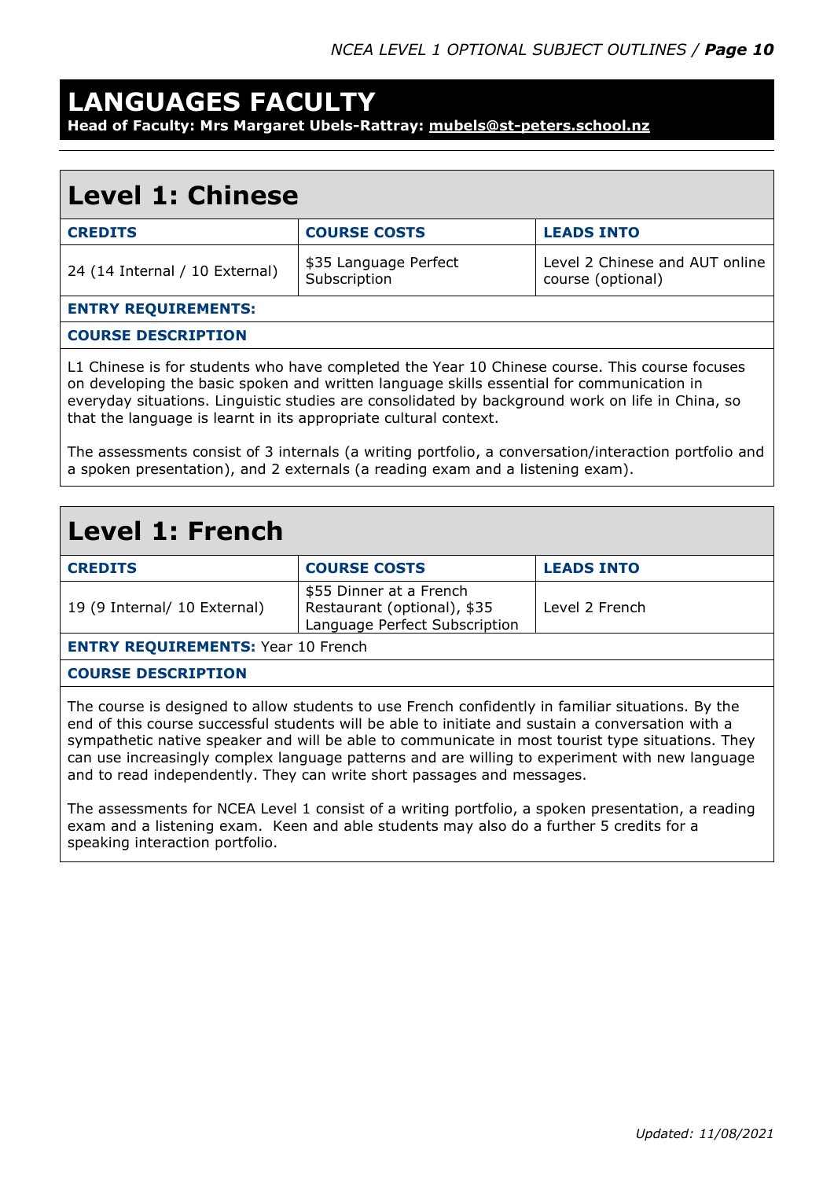# LANGUAGES FACULTY

**Head of Faculty: Mrs Margaret Ubels-Rattray: mubels@st-peters.school.nz**

## Level 1: Chinese

| CREDITS | COURSE COSTS | LEADS INTO |
|---|---|---|
| 24 (14 Internal / 10 External) | $35 Language Perfect Subscription | Level 2 Chinese and AUT online course (optional) |

**ENTRY REQUIREMENTS:**

**COURSE DESCRIPTION**

L1 Chinese is for students who have completed the Year 10 Chinese course. This course focuses on developing the basic spoken and written language skills essential for communication in everyday situations. Linguistic studies are consolidated by background work on life in China, so that the language is learnt in its appropriate cultural context.

The assessments consist of 3 internals (a writing portfolio, a conversation/interaction portfolio and a spoken presentation), and 2 externals (a reading exam and a listening exam).

## Level 1: French

| CREDITS | COURSE COSTS | LEADS INTO |
|---|---|---|
| 19 (9 Internal/ 10 External) | $55 Dinner at a French Restaurant (optional), $35 Language Perfect Subscription | Level 2 French |

**ENTRY REQUIREMENTS:** Year 10 French

**COURSE DESCRIPTION**

The course is designed to allow students to use French confidently in familiar situations. By the end of this course successful students will be able to initiate and sustain a conversation with a sympathetic native speaker and will be able to communicate in most tourist type situations. They can use increasingly complex language patterns and are willing to experiment with new language and to read independently. They can write short passages and messages.

The assessments for NCEA Level 1 consist of a writing portfolio, a spoken presentation, a reading exam and a listening exam. Keen and able students may also do a further 5 credits for a speaking interaction portfolio.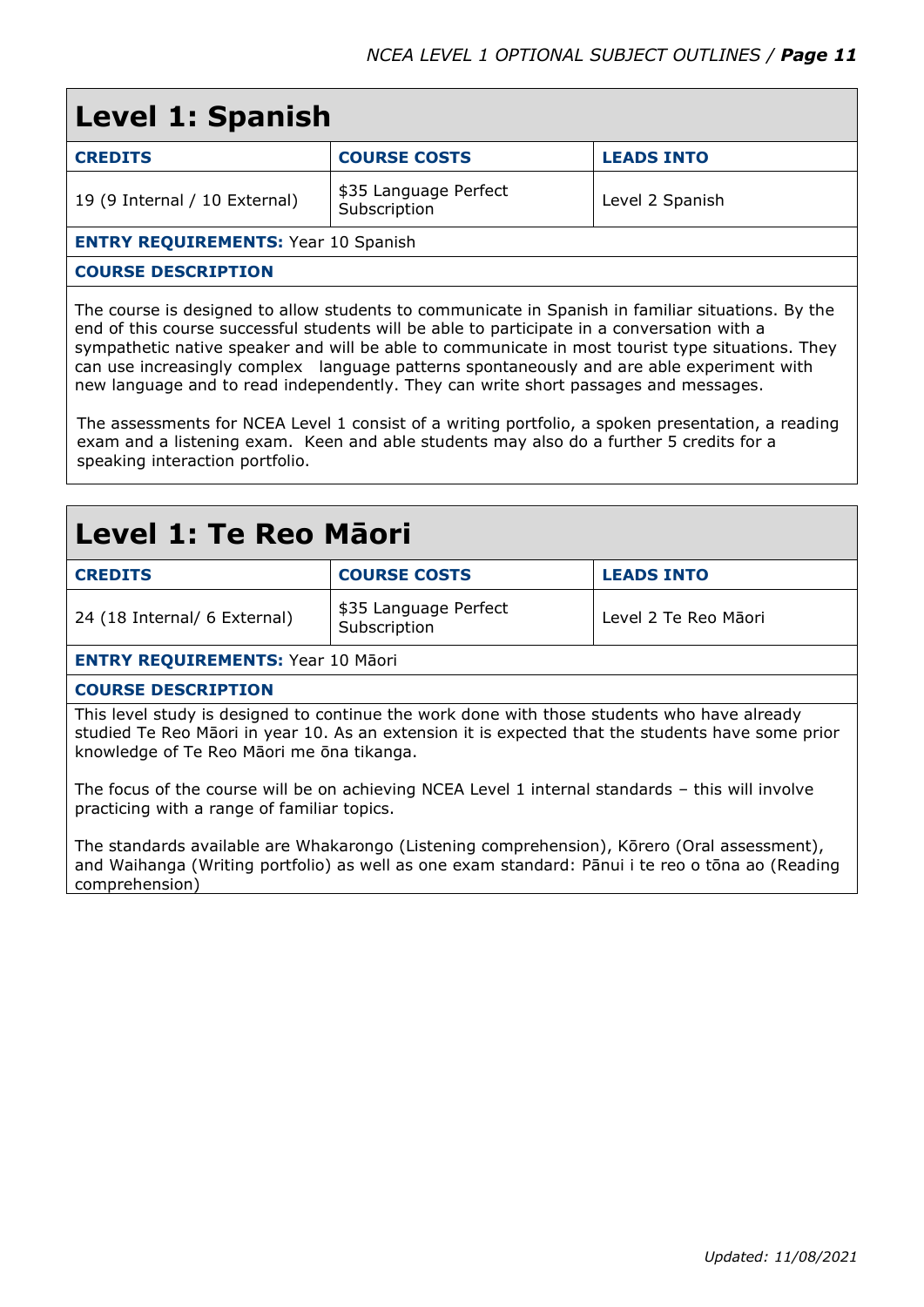# Level 1: Spanish

| CREDITS | COURSE COSTS | LEADS INTO |
| --- | --- | --- |
| 19 (9 Internal / 10 External) | $35 Language Perfect Subscription | Level 2 Spanish |

**ENTRY REQUIREMENTS:** Year 10 Spanish

**COURSE DESCRIPTION**

The course is designed to allow students to communicate in Spanish in familiar situations. By the end of this course successful students will be able to participate in a conversation with a sympathetic native speaker and will be able to communicate in most tourist type situations. They can use increasingly complex language patterns spontaneously and are able experiment with new language and to read independently. They can write short passages and messages.

The assessments for NCEA Level 1 consist of a writing portfolio, a spoken presentation, a reading exam and a listening exam. Keen and able students may also do a further 5 credits for a speaking interaction portfolio.

# Level 1: Te Reo Māori

| CREDITS | COURSE COSTS | LEADS INTO |
| --- | --- | --- |
| 24 (18 Internal/ 6 External) | $35 Language Perfect Subscription | Level 2 Te Reo Māori |

**ENTRY REQUIREMENTS:** Year 10 Māori

**COURSE DESCRIPTION**

This level study is designed to continue the work done with those students who have already studied Te Reo Māori in year 10. As an extension it is expected that the students have some prior knowledge of Te Reo Māori me ōna tikanga.

The focus of the course will be on achieving NCEA Level 1 internal standards – this will involve practicing with a range of familiar topics.

The standards available are Whakarongo (Listening comprehension), Kōrero (Oral assessment), and Waihanga (Writing portfolio) as well as one exam standard: Pānui i te reo o tōna ao (Reading comprehension)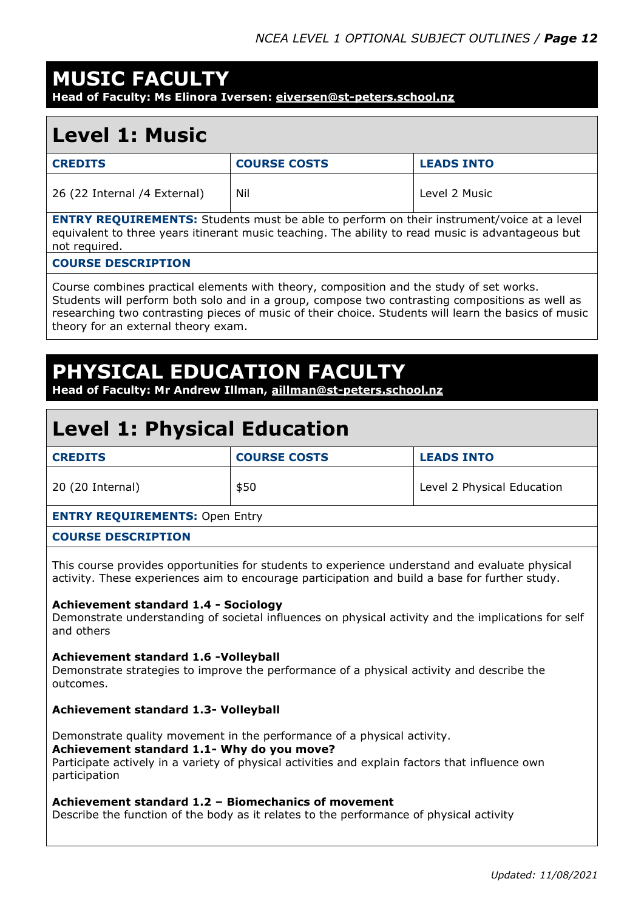# MUSIC FACULTY

**Head of Faculty: Ms Elinora Iversen: eiversen@st-peters.school.nz**

## Level 1: Music

| CREDITS | COURSE COSTS | LEADS INTO |
|---|---|---|
| 26 (22 Internal /4 External) | Nil | Level 2 Music |

**ENTRY REQUIREMENTS:** Students must be able to perform on their instrument/voice at a level equivalent to three years itinerant music teaching. The ability to read music is advantageous but not required.

**COURSE DESCRIPTION**

Course combines practical elements with theory, composition and the study of set works. Students will perform both solo and in a group, compose two contrasting compositions as well as researching two contrasting pieces of music of their choice. Students will learn the basics of music theory for an external theory exam.

# PHYSICAL EDUCATION FACULTY

**Head of Faculty: Mr Andrew Illman, aillman@st-peters.school.nz**

## Level 1: Physical Education

| CREDITS | COURSE COSTS | LEADS INTO |
|---|---|---|
| 20 (20 Internal) | $50 | Level 2 Physical Education |

**ENTRY REQUIREMENTS:** Open Entry

**COURSE DESCRIPTION**

This course provides opportunities for students to experience understand and evaluate physical activity. These experiences aim to encourage participation and build a base for further study.

**Achievement standard 1.4 - Sociology**
Demonstrate understanding of societal influences on physical activity and the implications for self and others

**Achievement standard 1.6 -Volleyball**
Demonstrate strategies to improve the performance of a physical activity and describe the outcomes.

**Achievement standard 1.3- Volleyball**

Demonstrate quality movement in the performance of a physical activity.

**Achievement standard 1.1- Why do you move?**
Participate actively in a variety of physical activities and explain factors that influence own participation

**Achievement standard 1.2 – Biomechanics of movement**
Describe the function of the body as it relates to the performance of physical activity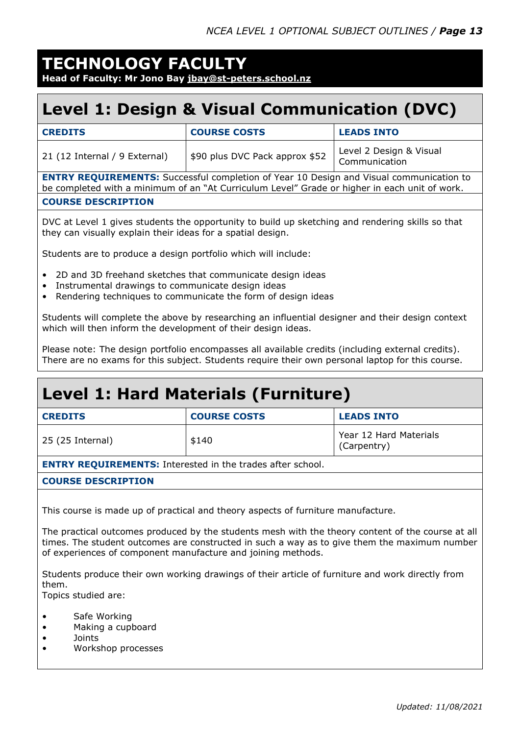# TECHNOLOGY FACULTY

**Head of Faculty: Mr Jono Bay jbay@st-peters.school.nz**

## Level 1: Design & Visual Communication (DVC)

| CREDITS | COURSE COSTS | LEADS INTO |
|---|---|---|
| 21 (12 Internal / 9 External) | $90 plus DVC Pack approx $52 | Level 2 Design & Visual Communication |

**ENTRY REQUIREMENTS:** Successful completion of Year 10 Design and Visual communication to be completed with a minimum of an "At Curriculum Level" Grade or higher in each unit of work.

**COURSE DESCRIPTION**

DVC at Level 1 gives students the opportunity to build up sketching and rendering skills so that they can visually explain their ideas for a spatial design.

Students are to produce a design portfolio which will include:

- 2D and 3D freehand sketches that communicate design ideas
- Instrumental drawings to communicate design ideas
- Rendering techniques to communicate the form of design ideas

Students will complete the above by researching an influential designer and their design context which will then inform the development of their design ideas.

Please note: The design portfolio encompasses all available credits (including external credits). There are no exams for this subject. Students require their own personal laptop for this course.

## Level 1: Hard Materials (Furniture)

| CREDITS | COURSE COSTS | LEADS INTO |
|---|---|---|
| 25 (25 Internal) | $140 | Year 12 Hard Materials (Carpentry) |

**ENTRY REQUIREMENTS:** Interested in the trades after school.

**COURSE DESCRIPTION**

This course is made up of practical and theory aspects of furniture manufacture.

The practical outcomes produced by the students mesh with the theory content of the course at all times. The student outcomes are constructed in such a way as to give them the maximum number of experiences of component manufacture and joining methods.

Students produce their own working drawings of their article of furniture and work directly from them.

Topics studied are:

- Safe Working
- Making a cupboard
- Joints
- Workshop processes

*Updated: 11/08/2021*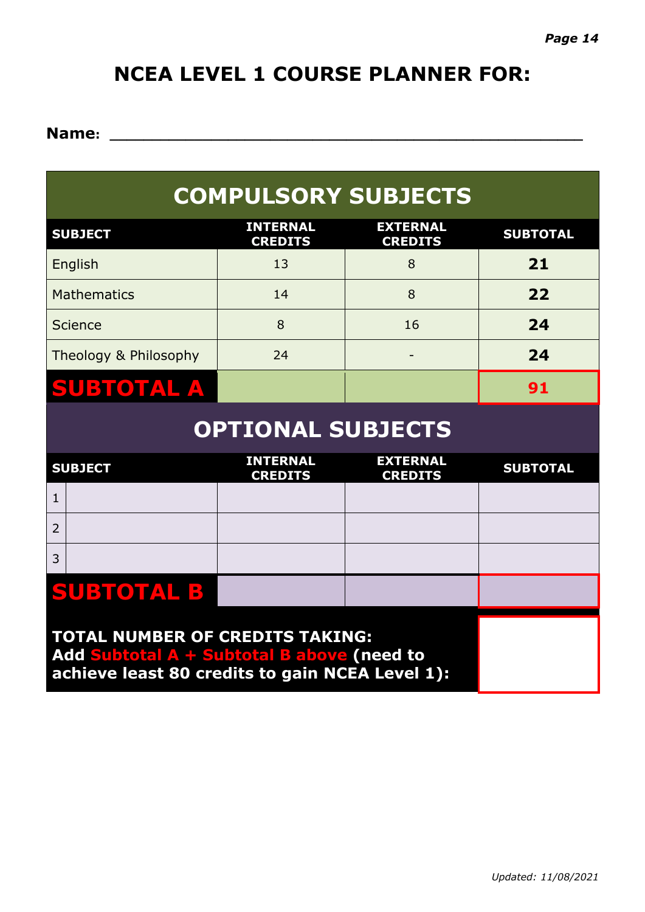# NCEA LEVEL 1 COURSE PLANNER FOR:

**Name:** ____________________________________________

## COMPULSORY SUBJECTS

| SUBJECT | INTERNAL CREDITS | EXTERNAL CREDITS | SUBTOTAL |
|---|---|---|---|
| English | 13 | 8 | **21** |
| Mathematics | 14 | 8 | **22** |
| Science | 8 | 16 | **24** |
| Theology & Philosophy | 24 | - | **24** |
| **SUBTOTAL A** | | | **91** |

## OPTIONAL SUBJECTS

| SUBJECT | INTERNAL CREDITS | EXTERNAL CREDITS | SUBTOTAL |
|---|---|---|---|
| 1 | | | |
| 2 | | | |
| 3 | | | |
| **SUBTOTAL B** | | | |

| | |
|---|---|
| **TOTAL NUMBER OF CREDITS TAKING: Add Subtotal A + Subtotal B above (need to achieve least 80 credits to gain NCEA Level 1):** | |

*Updated: 11/08/2021*